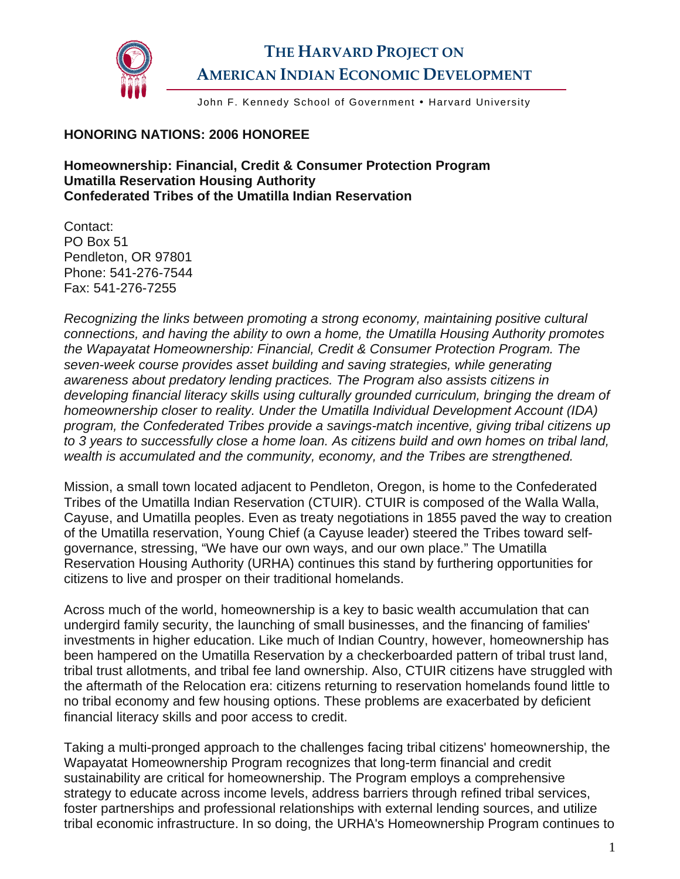# THE HARVARD PROJECT ON AMERICAN INDIAN ECONOMIC DEVELOPMENT

John F. Kennedy School of Government • Harvard University

**HONORING NATIONS: 2006 HONOREE**

**Homeownership: Financial, Credit & Consumer Protection Program**
**Umatilla Reservation Housing Authority**
**Confederated Tribes of the Umatilla Indian Reservation**

Contact:
PO Box 51
Pendleton, OR 97801
Phone: 541-276-7544
Fax: 541-276-7255

*Recognizing the links between promoting a strong economy, maintaining positive cultural connections, and having the ability to own a home, the Umatilla Housing Authority promotes the Wapayatat Homeownership: Financial, Credit & Consumer Protection Program. The seven-week course provides asset building and saving strategies, while generating awareness about predatory lending practices. The Program also assists citizens in developing financial literacy skills using culturally grounded curriculum, bringing the dream of homeownership closer to reality. Under the Umatilla Individual Development Account (IDA) program, the Confederated Tribes provide a savings-match incentive, giving tribal citizens up to 3 years to successfully close a home loan. As citizens build and own homes on tribal land, wealth is accumulated and the community, economy, and the Tribes are strengthened.*

Mission, a small town located adjacent to Pendleton, Oregon, is home to the Confederated Tribes of the Umatilla Indian Reservation (CTUIR). CTUIR is composed of the Walla Walla, Cayuse, and Umatilla peoples. Even as treaty negotiations in 1855 paved the way to creation of the Umatilla reservation, Young Chief (a Cayuse leader) steered the Tribes toward self-governance, stressing, "We have our own ways, and our own place." The Umatilla Reservation Housing Authority (URHA) continues this stand by furthering opportunities for citizens to live and prosper on their traditional homelands.

Across much of the world, homeownership is a key to basic wealth accumulation that can undergird family security, the launching of small businesses, and the financing of families' investments in higher education. Like much of Indian Country, however, homeownership has been hampered on the Umatilla Reservation by a checkerboarded pattern of tribal trust land, tribal trust allotments, and tribal fee land ownership. Also, CTUIR citizens have struggled with the aftermath of the Relocation era: citizens returning to reservation homelands found little to no tribal economy and few housing options. These problems are exacerbated by deficient financial literacy skills and poor access to credit.

Taking a multi-pronged approach to the challenges facing tribal citizens' homeownership, the Wapayatat Homeownership Program recognizes that long-term financial and credit sustainability are critical for homeownership. The Program employs a comprehensive strategy to educate across income levels, address barriers through refined tribal services, foster partnerships and professional relationships with external lending sources, and utilize tribal economic infrastructure. In so doing, the URHA's Homeownership Program continues to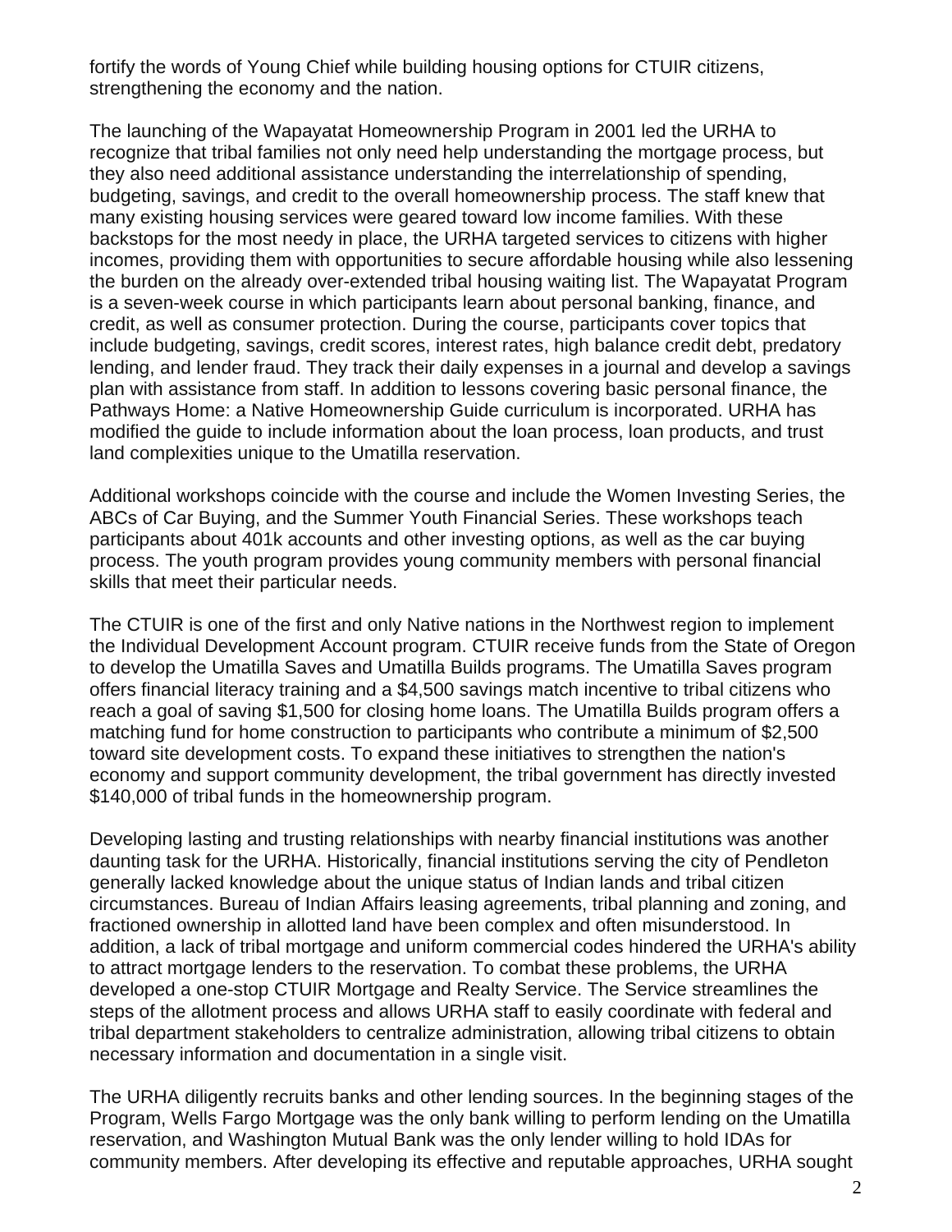fortify the words of Young Chief while building housing options for CTUIR citizens, strengthening the economy and the nation.

The launching of the Wapayatat Homeownership Program in 2001 led the URHA to recognize that tribal families not only need help understanding the mortgage process, but they also need additional assistance understanding the interrelationship of spending, budgeting, savings, and credit to the overall homeownership process. The staff knew that many existing housing services were geared toward low income families. With these backstops for the most needy in place, the URHA targeted services to citizens with higher incomes, providing them with opportunities to secure affordable housing while also lessening the burden on the already over-extended tribal housing waiting list. The Wapayatat Program is a seven-week course in which participants learn about personal banking, finance, and credit, as well as consumer protection. During the course, participants cover topics that include budgeting, savings, credit scores, interest rates, high balance credit debt, predatory lending, and lender fraud. They track their daily expenses in a journal and develop a savings plan with assistance from staff. In addition to lessons covering basic personal finance, the Pathways Home: a Native Homeownership Guide curriculum is incorporated. URHA has modified the guide to include information about the loan process, loan products, and trust land complexities unique to the Umatilla reservation.

Additional workshops coincide with the course and include the Women Investing Series, the ABCs of Car Buying, and the Summer Youth Financial Series. These workshops teach participants about 401k accounts and other investing options, as well as the car buying process. The youth program provides young community members with personal financial skills that meet their particular needs.

The CTUIR is one of the first and only Native nations in the Northwest region to implement the Individual Development Account program. CTUIR receive funds from the State of Oregon to develop the Umatilla Saves and Umatilla Builds programs. The Umatilla Saves program offers financial literacy training and a $4,500 savings match incentive to tribal citizens who reach a goal of saving $1,500 for closing home loans. The Umatilla Builds program offers a matching fund for home construction to participants who contribute a minimum of $2,500 toward site development costs. To expand these initiatives to strengthen the nation's economy and support community development, the tribal government has directly invested $140,000 of tribal funds in the homeownership program.

Developing lasting and trusting relationships with nearby financial institutions was another daunting task for the URHA. Historically, financial institutions serving the city of Pendleton generally lacked knowledge about the unique status of Indian lands and tribal citizen circumstances. Bureau of Indian Affairs leasing agreements, tribal planning and zoning, and fractioned ownership in allotted land have been complex and often misunderstood. In addition, a lack of tribal mortgage and uniform commercial codes hindered the URHA's ability to attract mortgage lenders to the reservation. To combat these problems, the URHA developed a one-stop CTUIR Mortgage and Realty Service. The Service streamlines the steps of the allotment process and allows URHA staff to easily coordinate with federal and tribal department stakeholders to centralize administration, allowing tribal citizens to obtain necessary information and documentation in a single visit.

The URHA diligently recruits banks and other lending sources. In the beginning stages of the Program, Wells Fargo Mortgage was the only bank willing to perform lending on the Umatilla reservation, and Washington Mutual Bank was the only lender willing to hold IDAs for community members. After developing its effective and reputable approaches, URHA sought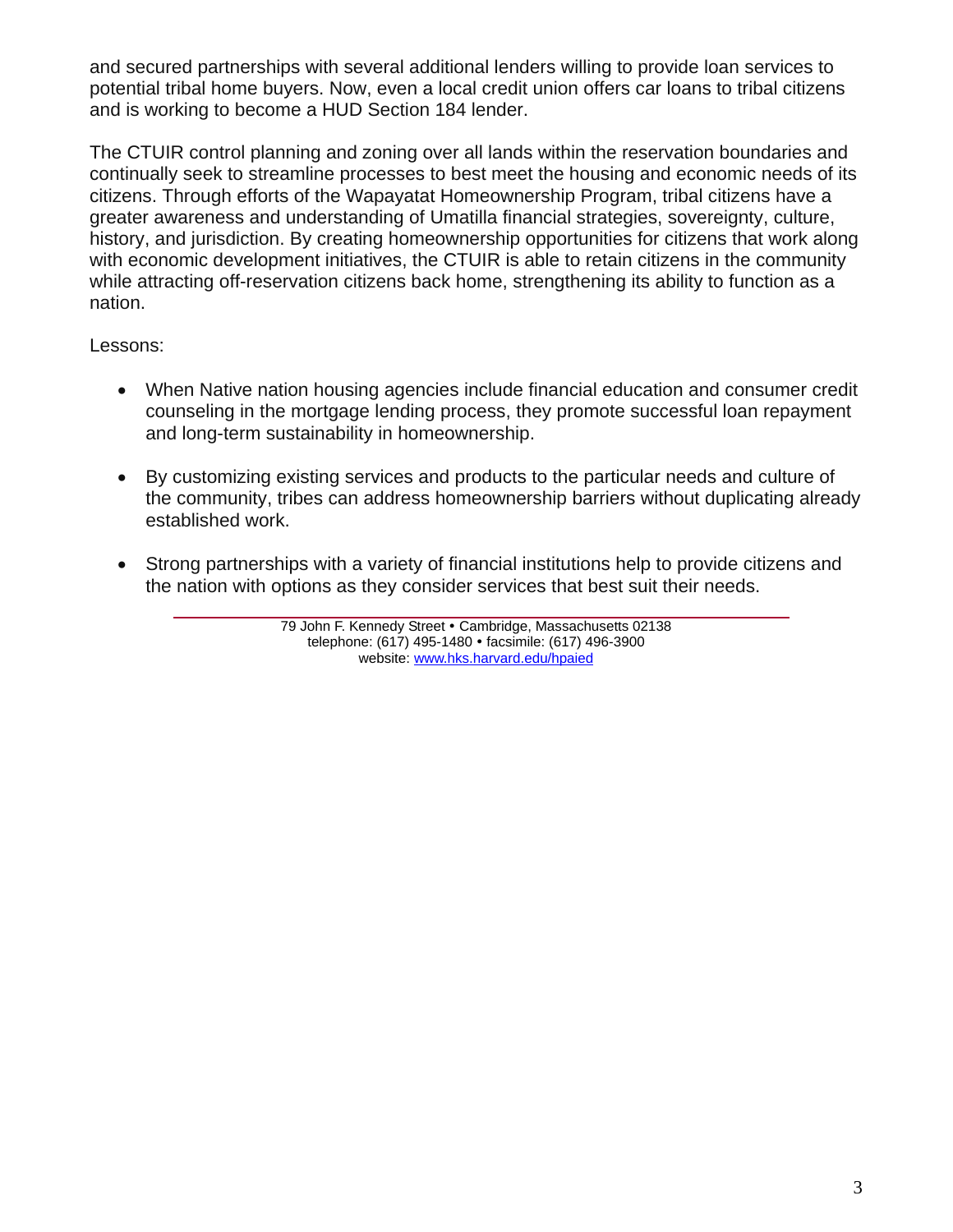and secured partnerships with several additional lenders willing to provide loan services to potential tribal home buyers. Now, even a local credit union offers car loans to tribal citizens and is working to become a HUD Section 184 lender.

The CTUIR control planning and zoning over all lands within the reservation boundaries and continually seek to streamline processes to best meet the housing and economic needs of its citizens. Through efforts of the Wapayatat Homeownership Program, tribal citizens have a greater awareness and understanding of Umatilla financial strategies, sovereignty, culture, history, and jurisdiction. By creating homeownership opportunities for citizens that work along with economic development initiatives, the CTUIR is able to retain citizens in the community while attracting off-reservation citizens back home, strengthening its ability to function as a nation.

Lessons:

- When Native nation housing agencies include financial education and consumer credit counseling in the mortgage lending process, they promote successful loan repayment and long-term sustainability in homeownership.

- By customizing existing services and products to the particular needs and culture of the community, tribes can address homeownership barriers without duplicating already established work.

- Strong partnerships with a variety of financial institutions help to provide citizens and the nation with options as they consider services that best suit their needs.

79 John F. Kennedy Street • Cambridge, Massachusetts 02138
telephone: (617) 495-1480 • facsimile: (617) 496-3900
website: [www.hks.harvard.edu/hpaied](http://www.hks.harvard.edu/hpaied)